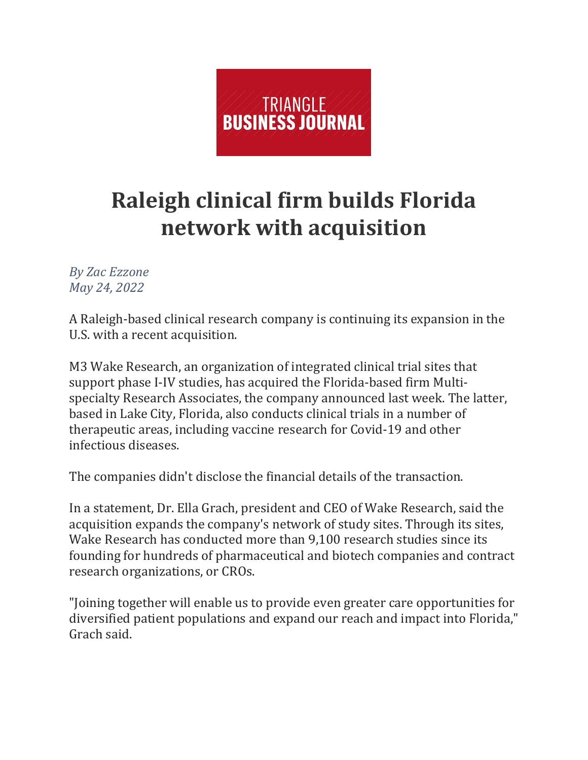TRIANGLE
**BUSINESS JOURNAL**

# Raleigh clinical firm builds Florida network with acquisition

*By Zac Ezzone*
*May 24, 2022*

A Raleigh-based clinical research company is continuing its expansion in the U.S. with a recent acquisition.

M3 Wake Research, an organization of integrated clinical trial sites that support phase I-IV studies, has acquired the Florida-based firm Multi-specialty Research Associates, the company announced last week. The latter, based in Lake City, Florida, also conducts clinical trials in a number of therapeutic areas, including vaccine research for Covid-19 and other infectious diseases.

The companies didn't disclose the financial details of the transaction.

In a statement, Dr. Ella Grach, president and CEO of Wake Research, said the acquisition expands the company's network of study sites. Through its sites, Wake Research has conducted more than 9,100 research studies since its founding for hundreds of pharmaceutical and biotech companies and contract research organizations, or CROs.

"Joining together will enable us to provide even greater care opportunities for diversified patient populations and expand our reach and impact into Florida," Grach said.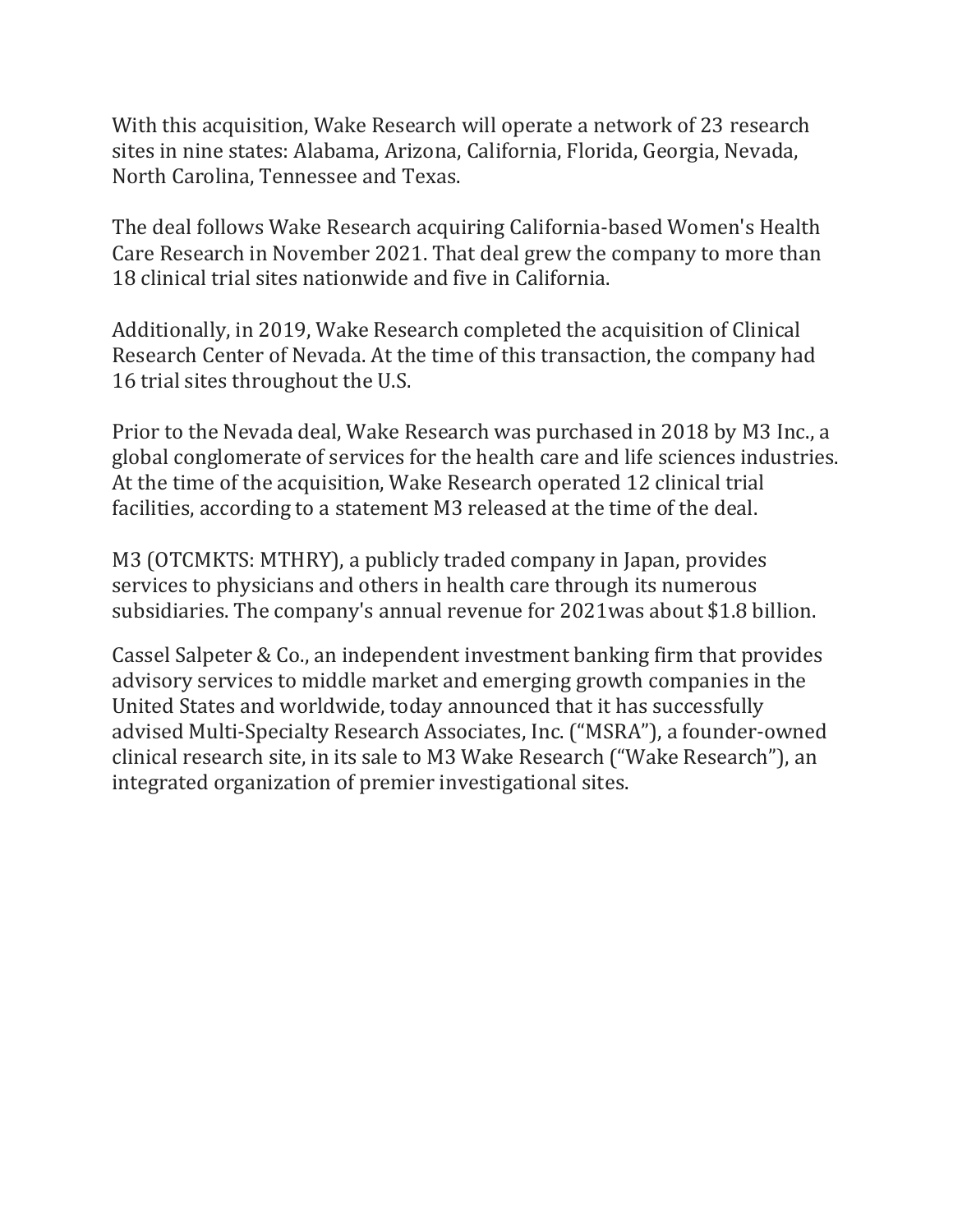With this acquisition, Wake Research will operate a network of 23 research sites in nine states: Alabama, Arizona, California, Florida, Georgia, Nevada, North Carolina, Tennessee and Texas.

The deal follows Wake Research acquiring California-based Women's Health Care Research in November 2021. That deal grew the company to more than 18 clinical trial sites nationwide and five in California.

Additionally, in 2019, Wake Research completed the acquisition of Clinical Research Center of Nevada. At the time of this transaction, the company had 16 trial sites throughout the U.S.

Prior to the Nevada deal, Wake Research was purchased in 2018 by M3 Inc., a global conglomerate of services for the health care and life sciences industries. At the time of the acquisition, Wake Research operated 12 clinical trial facilities, according to a statement M3 released at the time of the deal.

M3 (OTCMKTS: MTHRY), a publicly traded company in Japan, provides services to physicians and others in health care through its numerous subsidiaries. The company's annual revenue for 2021was about $1.8 billion.

Cassel Salpeter & Co., an independent investment banking firm that provides advisory services to middle market and emerging growth companies in the United States and worldwide, today announced that it has successfully advised Multi-Specialty Research Associates, Inc. ("MSRA"), a founder-owned clinical research site, in its sale to M3 Wake Research ("Wake Research"), an integrated organization of premier investigational sites.